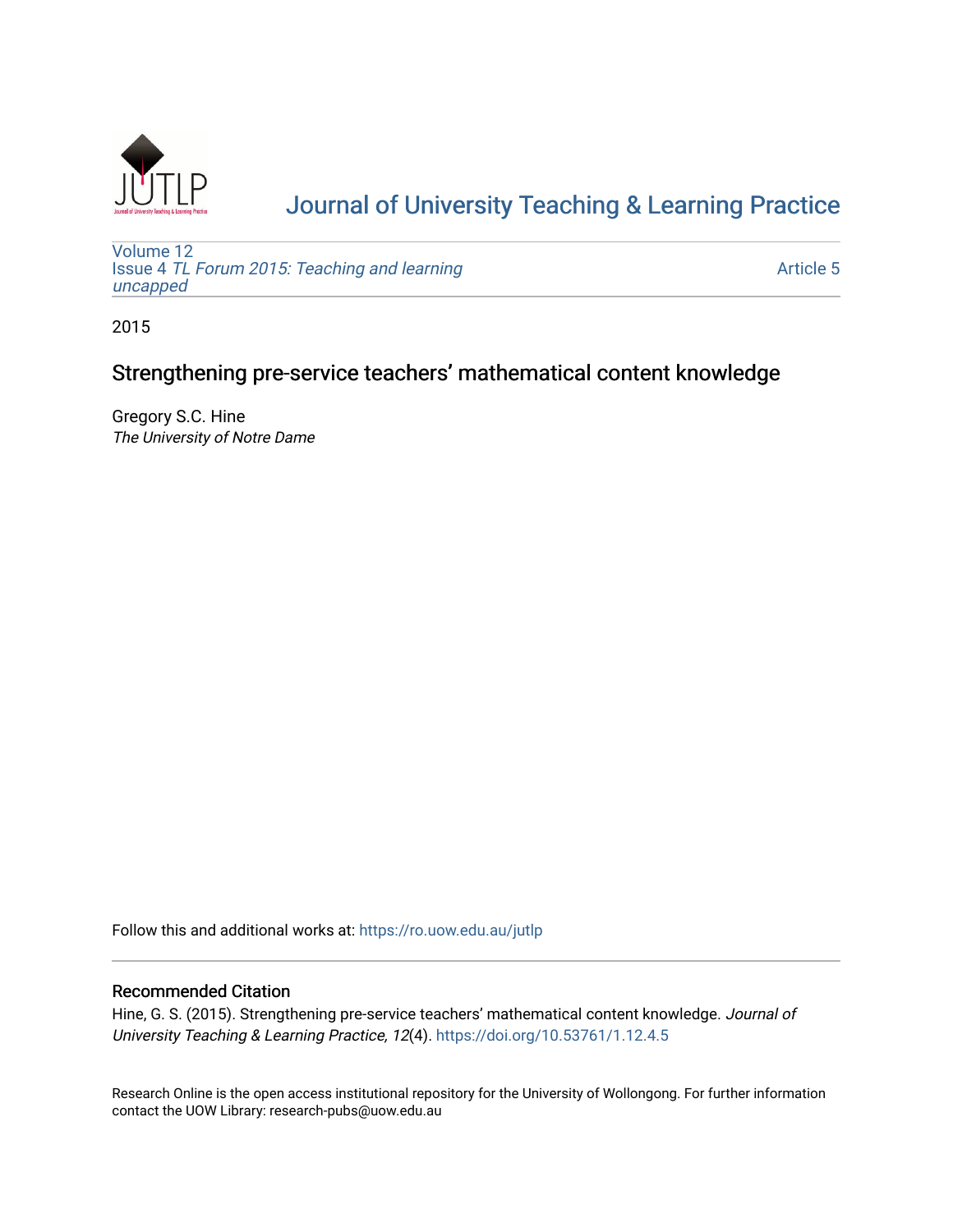# Journal of University Teaching & Learning Practice

Volume 12
Issue 4 *TL Forum 2015: Teaching and learning uncapped*

Article 5

2015

## Strengthening pre-service teachers' mathematical content knowledge

Gregory S.C. Hine
*The University of Notre Dame*

Follow this and additional works at: https://ro.uow.edu.au/jutlp

### Recommended Citation

Hine, G. S. (2015). Strengthening pre-service teachers' mathematical content knowledge. *Journal of University Teaching & Learning Practice, 12*(4). https://doi.org/10.53761/1.12.4.5

Research Online is the open access institutional repository for the University of Wollongong. For further information contact the UOW Library: research-pubs@uow.edu.au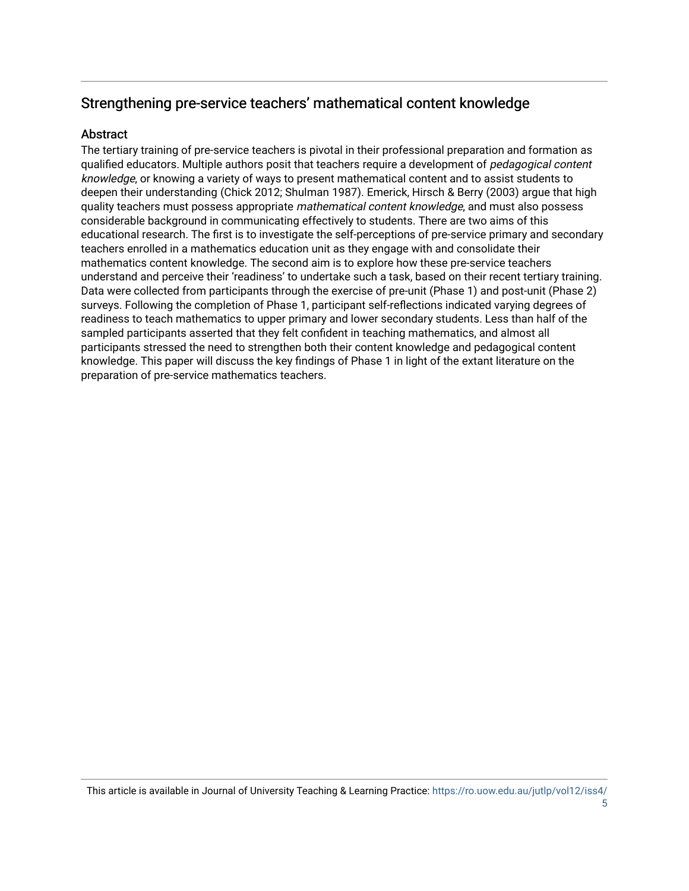## Strengthening pre-service teachers' mathematical content knowledge

### Abstract

The tertiary training of pre-service teachers is pivotal in their professional preparation and formation as qualified educators. Multiple authors posit that teachers require a development of *pedagogical content knowledge*, or knowing a variety of ways to present mathematical content and to assist students to deepen their understanding (Chick 2012; Shulman 1987). Emerick, Hirsch & Berry (2003) argue that high quality teachers must possess appropriate *mathematical content knowledge*, and must also possess considerable background in communicating effectively to students. There are two aims of this educational research. The first is to investigate the self-perceptions of pre-service primary and secondary teachers enrolled in a mathematics education unit as they engage with and consolidate their mathematics content knowledge. The second aim is to explore how these pre-service teachers understand and perceive their 'readiness' to undertake such a task, based on their recent tertiary training. Data were collected from participants through the exercise of pre-unit (Phase 1) and post-unit (Phase 2) surveys. Following the completion of Phase 1, participant self-reflections indicated varying degrees of readiness to teach mathematics to upper primary and lower secondary students. Less than half of the sampled participants asserted that they felt confident in teaching mathematics, and almost all participants stressed the need to strengthen both their content knowledge and pedagogical content knowledge. This paper will discuss the key findings of Phase 1 in light of the extant literature on the preparation of pre-service mathematics teachers.

This article is available in Journal of University Teaching & Learning Practice: https://ro.uow.edu.au/jutlp/vol12/iss4/5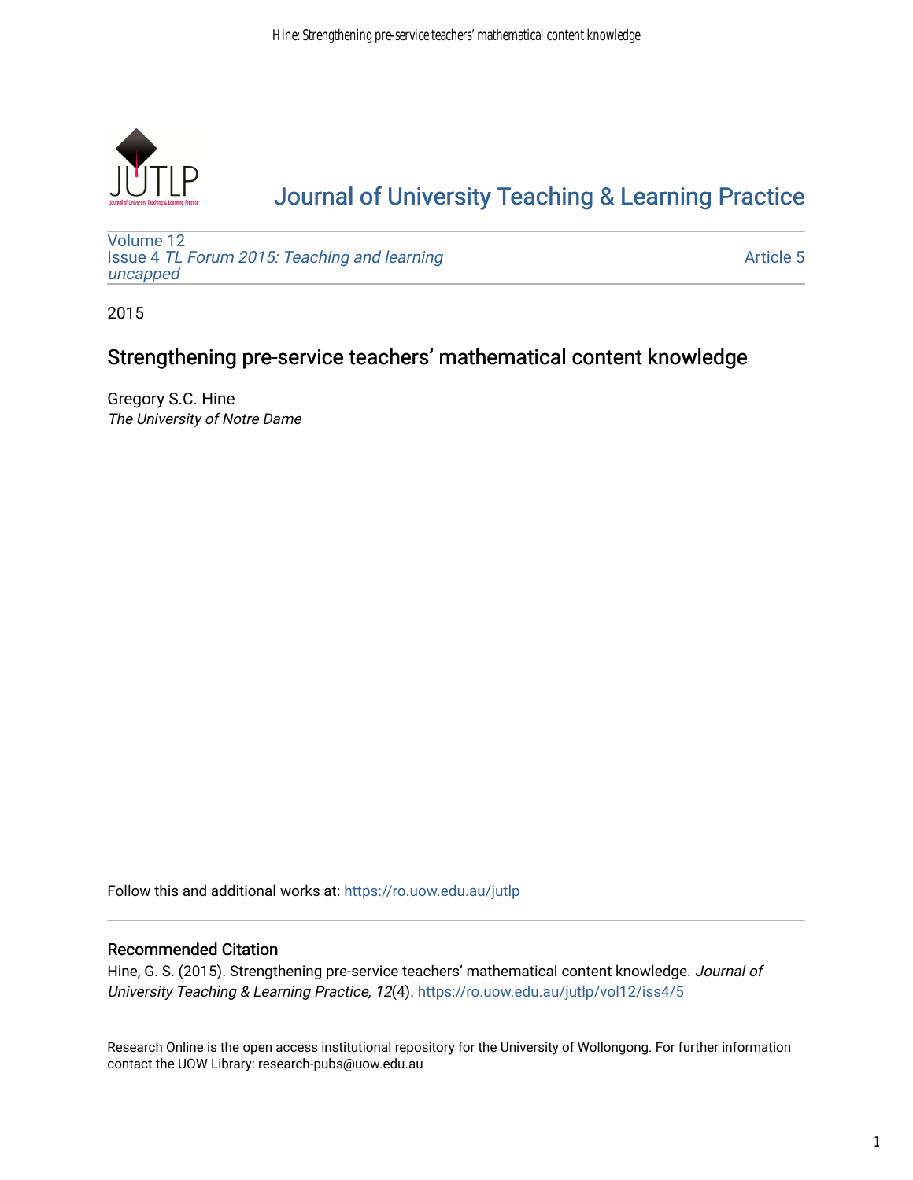# Journal of University Teaching & Learning Practice

Volume 12
Issue 4 *TL Forum 2015: Teaching and learning uncapped*

Article 5

2015

## Strengthening pre-service teachers' mathematical content knowledge

Gregory S.C. Hine
*The University of Notre Dame*

Follow this and additional works at: https://ro.uow.edu.au/jutlp

### Recommended Citation

Hine, G. S. (2015). Strengthening pre-service teachers' mathematical content knowledge. *Journal of University Teaching & Learning Practice, 12*(4). https://ro.uow.edu.au/jutlp/vol12/iss4/5

Research Online is the open access institutional repository for the University of Wollongong. For further information contact the UOW Library: research-pubs@uow.edu.au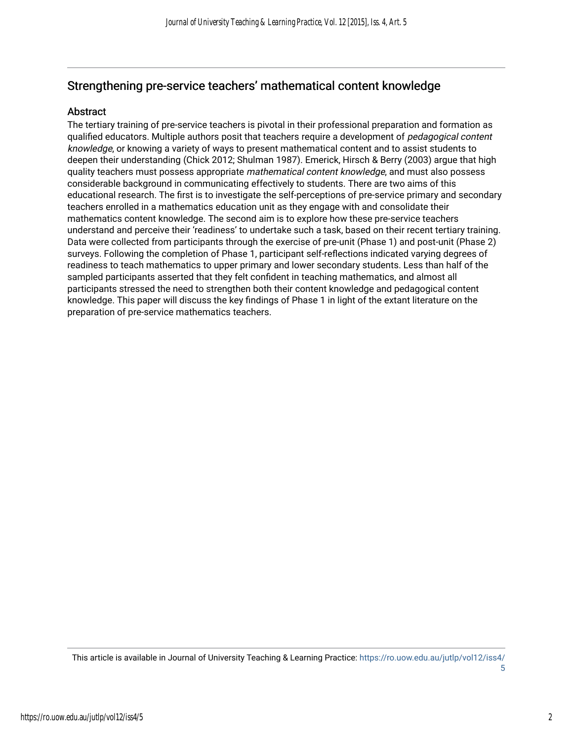## Strengthening pre-service teachers' mathematical content knowledge

### Abstract

The tertiary training of pre-service teachers is pivotal in their professional preparation and formation as qualified educators. Multiple authors posit that teachers require a development of *pedagogical content knowledge*, or knowing a variety of ways to present mathematical content and to assist students to deepen their understanding (Chick 2012; Shulman 1987). Emerick, Hirsch & Berry (2003) argue that high quality teachers must possess appropriate *mathematical content knowledge*, and must also possess considerable background in communicating effectively to students. There are two aims of this educational research. The first is to investigate the self-perceptions of pre-service primary and secondary teachers enrolled in a mathematics education unit as they engage with and consolidate their mathematics content knowledge. The second aim is to explore how these pre-service teachers understand and perceive their 'readiness' to undertake such a task, based on their recent tertiary training. Data were collected from participants through the exercise of pre-unit (Phase 1) and post-unit (Phase 2) surveys. Following the completion of Phase 1, participant self-reflections indicated varying degrees of readiness to teach mathematics to upper primary and lower secondary students. Less than half of the sampled participants asserted that they felt confident in teaching mathematics, and almost all participants stressed the need to strengthen both their content knowledge and pedagogical content knowledge. This paper will discuss the key findings of Phase 1 in light of the extant literature on the preparation of pre-service mathematics teachers.

This article is available in Journal of University Teaching & Learning Practice: https://ro.uow.edu.au/jutlp/vol12/iss4/5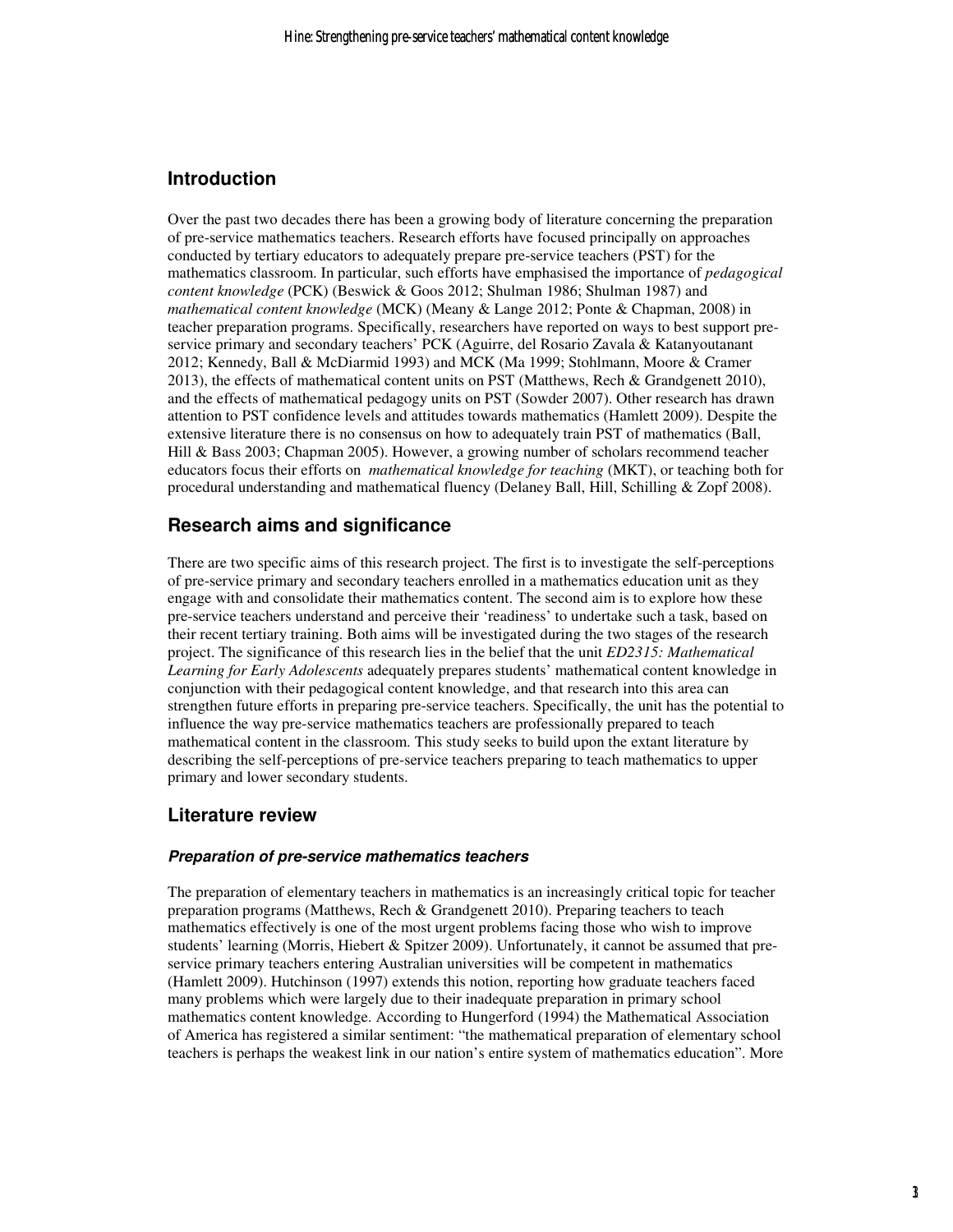## Introduction

Over the past two decades there has been a growing body of literature concerning the preparation of pre-service mathematics teachers. Research efforts have focused principally on approaches conducted by tertiary educators to adequately prepare pre-service teachers (PST) for the mathematics classroom. In particular, such efforts have emphasised the importance of *pedagogical content knowledge* (PCK) (Beswick & Goos 2012; Shulman 1986; Shulman 1987) and *mathematical content knowledge* (MCK) (Meany & Lange 2012; Ponte & Chapman, 2008) in teacher preparation programs. Specifically, researchers have reported on ways to best support pre-service primary and secondary teachers' PCK (Aguirre, del Rosario Zavala & Katanyoutanant 2012; Kennedy, Ball & McDiarmid 1993) and MCK (Ma 1999; Stohlmann, Moore & Cramer 2013), the effects of mathematical content units on PST (Matthews, Rech & Grandgenett 2010), and the effects of mathematical pedagogy units on PST (Sowder 2007). Other research has drawn attention to PST confidence levels and attitudes towards mathematics (Hamlett 2009). Despite the extensive literature there is no consensus on how to adequately train PST of mathematics (Ball, Hill & Bass 2003; Chapman 2005). However, a growing number of scholars recommend teacher educators focus their efforts on *mathematical knowledge for teaching* (MKT), or teaching both for procedural understanding and mathematical fluency (Delaney Ball, Hill, Schilling & Zopf 2008).

## Research aims and significance

There are two specific aims of this research project. The first is to investigate the self-perceptions of pre-service primary and secondary teachers enrolled in a mathematics education unit as they engage with and consolidate their mathematics content. The second aim is to explore how these pre-service teachers understand and perceive their 'readiness' to undertake such a task, based on their recent tertiary training. Both aims will be investigated during the two stages of the research project. The significance of this research lies in the belief that the unit *ED2315: Mathematical Learning for Early Adolescents* adequately prepares students' mathematical content knowledge in conjunction with their pedagogical content knowledge, and that research into this area can strengthen future efforts in preparing pre-service teachers. Specifically, the unit has the potential to influence the way pre-service mathematics teachers are professionally prepared to teach mathematical content in the classroom. This study seeks to build upon the extant literature by describing the self-perceptions of pre-service teachers preparing to teach mathematics to upper primary and lower secondary students.

## Literature review

### *Preparation of pre-service mathematics teachers*

The preparation of elementary teachers in mathematics is an increasingly critical topic for teacher preparation programs (Matthews, Rech & Grandgenett 2010). Preparing teachers to teach mathematics effectively is one of the most urgent problems facing those who wish to improve students' learning (Morris, Hiebert & Spitzer 2009). Unfortunately, it cannot be assumed that pre-service primary teachers entering Australian universities will be competent in mathematics (Hamlett 2009). Hutchinson (1997) extends this notion, reporting how graduate teachers faced many problems which were largely due to their inadequate preparation in primary school mathematics content knowledge. According to Hungerford (1994) the Mathematical Association of America has registered a similar sentiment: "the mathematical preparation of elementary school teachers is perhaps the weakest link in our nation's entire system of mathematics education". More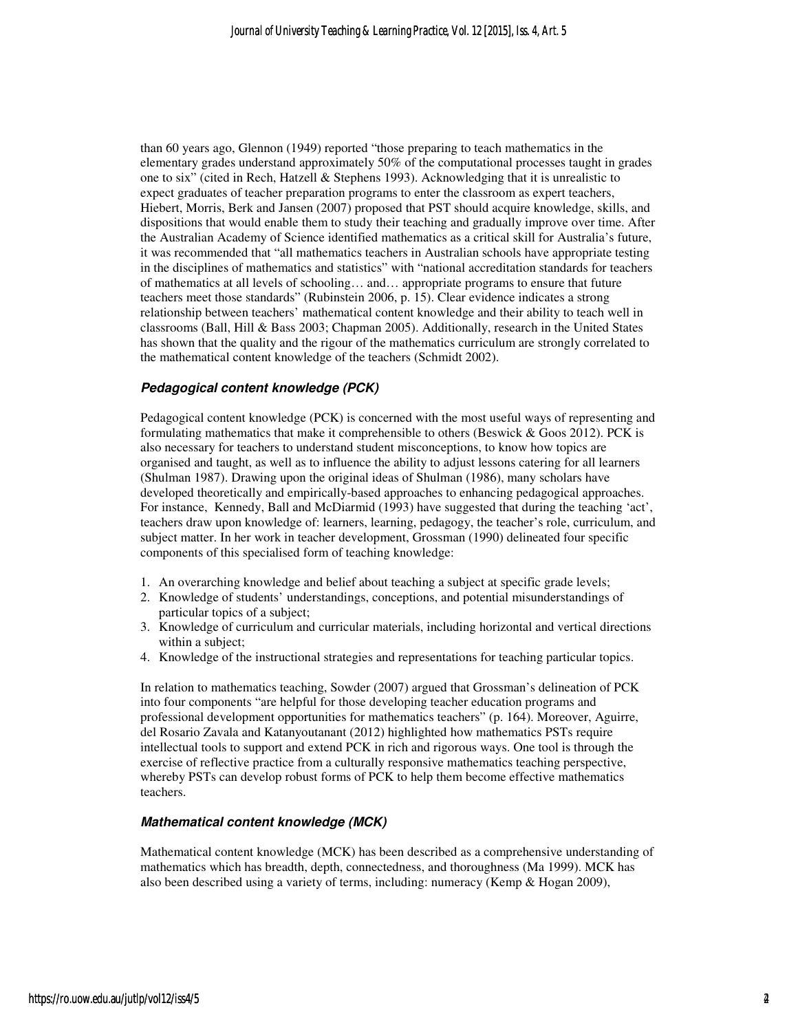than 60 years ago, Glennon (1949) reported "those preparing to teach mathematics in the elementary grades understand approximately 50% of the computational processes taught in grades one to six" (cited in Rech, Hatzell & Stephens 1993). Acknowledging that it is unrealistic to expect graduates of teacher preparation programs to enter the classroom as expert teachers, Hiebert, Morris, Berk and Jansen (2007) proposed that PST should acquire knowledge, skills, and dispositions that would enable them to study their teaching and gradually improve over time. After the Australian Academy of Science identified mathematics as a critical skill for Australia's future, it was recommended that "all mathematics teachers in Australian schools have appropriate testing in the disciplines of mathematics and statistics" with "national accreditation standards for teachers of mathematics at all levels of schooling… and… appropriate programs to ensure that future teachers meet those standards" (Rubinstein 2006, p. 15). Clear evidence indicates a strong relationship between teachers' mathematical content knowledge and their ability to teach well in classrooms (Ball, Hill & Bass 2003; Chapman 2005). Additionally, research in the United States has shown that the quality and the rigour of the mathematics curriculum are strongly correlated to the mathematical content knowledge of the teachers (Schmidt 2002).

### *Pedagogical content knowledge (PCK)*

Pedagogical content knowledge (PCK) is concerned with the most useful ways of representing and formulating mathematics that make it comprehensible to others (Beswick & Goos 2012). PCK is also necessary for teachers to understand student misconceptions, to know how topics are organised and taught, as well as to influence the ability to adjust lessons catering for all learners (Shulman 1987). Drawing upon the original ideas of Shulman (1986), many scholars have developed theoretically and empirically-based approaches to enhancing pedagogical approaches. For instance, Kennedy, Ball and McDiarmid (1993) have suggested that during the teaching 'act', teachers draw upon knowledge of: learners, learning, pedagogy, the teacher's role, curriculum, and subject matter. In her work in teacher development, Grossman (1990) delineated four specific components of this specialised form of teaching knowledge:

1. An overarching knowledge and belief about teaching a subject at specific grade levels;
2. Knowledge of students' understandings, conceptions, and potential misunderstandings of particular topics of a subject;
3. Knowledge of curriculum and curricular materials, including horizontal and vertical directions within a subject;
4. Knowledge of the instructional strategies and representations for teaching particular topics.

In relation to mathematics teaching, Sowder (2007) argued that Grossman's delineation of PCK into four components "are helpful for those developing teacher education programs and professional development opportunities for mathematics teachers" (p. 164). Moreover, Aguirre, del Rosario Zavala and Katanyoutanant (2012) highlighted how mathematics PSTs require intellectual tools to support and extend PCK in rich and rigorous ways. One tool is through the exercise of reflective practice from a culturally responsive mathematics teaching perspective, whereby PSTs can develop robust forms of PCK to help them become effective mathematics teachers.

### *Mathematical content knowledge (MCK)*

Mathematical content knowledge (MCK) has been described as a comprehensive understanding of mathematics which has breadth, depth, connectedness, and thoroughness (Ma 1999). MCK has also been described using a variety of terms, including: numeracy (Kemp & Hogan 2009),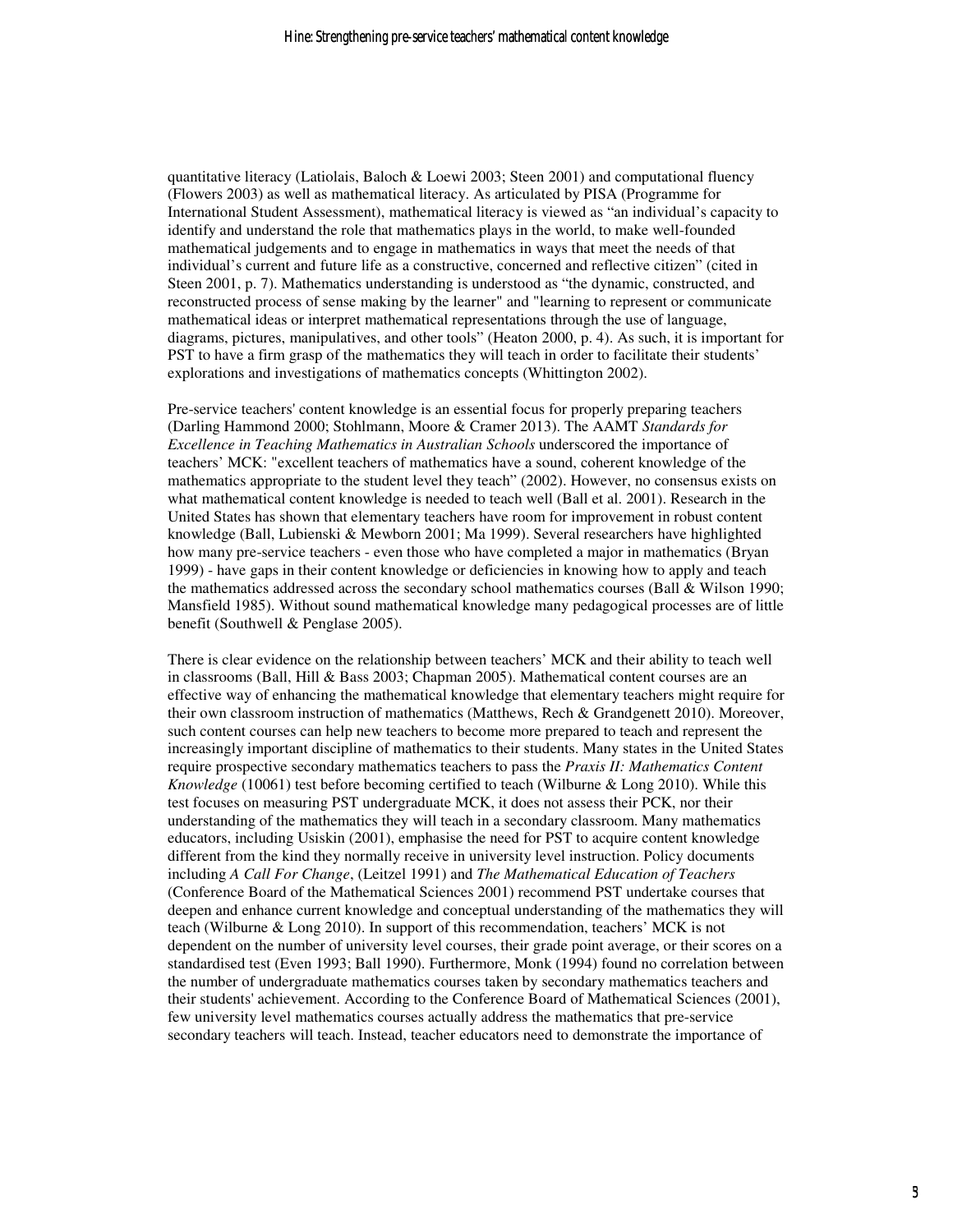quantitative literacy (Latiolais, Baloch & Loewi 2003; Steen 2001) and computational fluency (Flowers 2003) as well as mathematical literacy. As articulated by PISA (Programme for International Student Assessment), mathematical literacy is viewed as "an individual's capacity to identify and understand the role that mathematics plays in the world, to make well-founded mathematical judgements and to engage in mathematics in ways that meet the needs of that individual's current and future life as a constructive, concerned and reflective citizen" (cited in Steen 2001, p. 7). Mathematics understanding is understood as "the dynamic, constructed, and reconstructed process of sense making by the learner" and "learning to represent or communicate mathematical ideas or interpret mathematical representations through the use of language, diagrams, pictures, manipulatives, and other tools" (Heaton 2000, p. 4). As such, it is important for PST to have a firm grasp of the mathematics they will teach in order to facilitate their students' explorations and investigations of mathematics concepts (Whittington 2002).

Pre-service teachers' content knowledge is an essential focus for properly preparing teachers (Darling Hammond 2000; Stohlmann, Moore & Cramer 2013). The AAMT *Standards for Excellence in Teaching Mathematics in Australian Schools* underscored the importance of teachers' MCK: "excellent teachers of mathematics have a sound, coherent knowledge of the mathematics appropriate to the student level they teach" (2002). However, no consensus exists on what mathematical content knowledge is needed to teach well (Ball et al. 2001). Research in the United States has shown that elementary teachers have room for improvement in robust content knowledge (Ball, Lubienski & Mewborn 2001; Ma 1999). Several researchers have highlighted how many pre-service teachers - even those who have completed a major in mathematics (Bryan 1999) - have gaps in their content knowledge or deficiencies in knowing how to apply and teach the mathematics addressed across the secondary school mathematics courses (Ball & Wilson 1990; Mansfield 1985). Without sound mathematical knowledge many pedagogical processes are of little benefit (Southwell & Penglase 2005).

There is clear evidence on the relationship between teachers' MCK and their ability to teach well in classrooms (Ball, Hill & Bass 2003; Chapman 2005). Mathematical content courses are an effective way of enhancing the mathematical knowledge that elementary teachers might require for their own classroom instruction of mathematics (Matthews, Rech & Grandgenett 2010). Moreover, such content courses can help new teachers to become more prepared to teach and represent the increasingly important discipline of mathematics to their students. Many states in the United States require prospective secondary mathematics teachers to pass the *Praxis II: Mathematics Content Knowledge* (10061) test before becoming certified to teach (Wilburne & Long 2010). While this test focuses on measuring PST undergraduate MCK, it does not assess their PCK, nor their understanding of the mathematics they will teach in a secondary classroom. Many mathematics educators, including Usiskin (2001), emphasise the need for PST to acquire content knowledge different from the kind they normally receive in university level instruction. Policy documents including *A Call For Change*, (Leitzel 1991) and *The Mathematical Education of Teachers* (Conference Board of the Mathematical Sciences 2001) recommend PST undertake courses that deepen and enhance current knowledge and conceptual understanding of the mathematics they will teach (Wilburne & Long 2010). In support of this recommendation, teachers' MCK is not dependent on the number of university level courses, their grade point average, or their scores on a standardised test (Even 1993; Ball 1990). Furthermore, Monk (1994) found no correlation between the number of undergraduate mathematics courses taken by secondary mathematics teachers and their students' achievement. According to the Conference Board of Mathematical Sciences (2001), few university level mathematics courses actually address the mathematics that pre-service secondary teachers will teach. Instead, teacher educators need to demonstrate the importance of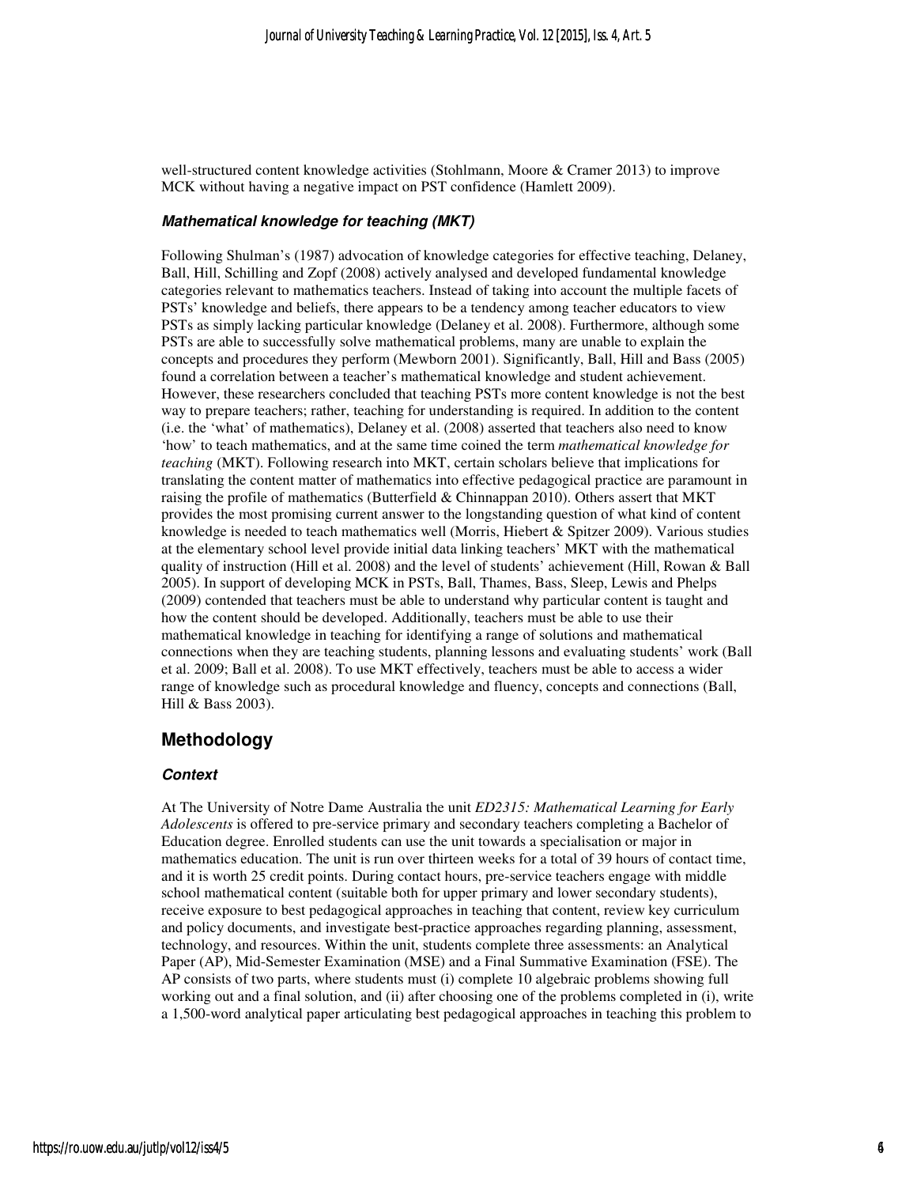well-structured content knowledge activities (Stohlmann, Moore & Cramer 2013) to improve MCK without having a negative impact on PST confidence (Hamlett 2009).

### *Mathematical knowledge for teaching (MKT)*

Following Shulman's (1987) advocation of knowledge categories for effective teaching, Delaney, Ball, Hill, Schilling and Zopf (2008) actively analysed and developed fundamental knowledge categories relevant to mathematics teachers. Instead of taking into account the multiple facets of PSTs' knowledge and beliefs, there appears to be a tendency among teacher educators to view PSTs as simply lacking particular knowledge (Delaney et al. 2008). Furthermore, although some PSTs are able to successfully solve mathematical problems, many are unable to explain the concepts and procedures they perform (Mewborn 2001). Significantly, Ball, Hill and Bass (2005) found a correlation between a teacher's mathematical knowledge and student achievement. However, these researchers concluded that teaching PSTs more content knowledge is not the best way to prepare teachers; rather, teaching for understanding is required. In addition to the content (i.e. the 'what' of mathematics), Delaney et al. (2008) asserted that teachers also need to know 'how' to teach mathematics, and at the same time coined the term *mathematical knowledge for teaching* (MKT). Following research into MKT, certain scholars believe that implications for translating the content matter of mathematics into effective pedagogical practice are paramount in raising the profile of mathematics (Butterfield & Chinnappan 2010). Others assert that MKT provides the most promising current answer to the longstanding question of what kind of content knowledge is needed to teach mathematics well (Morris, Hiebert & Spitzer 2009). Various studies at the elementary school level provide initial data linking teachers' MKT with the mathematical quality of instruction (Hill et al. 2008) and the level of students' achievement (Hill, Rowan & Ball 2005). In support of developing MCK in PSTs, Ball, Thames, Bass, Sleep, Lewis and Phelps (2009) contended that teachers must be able to understand why particular content is taught and how the content should be developed. Additionally, teachers must be able to use their mathematical knowledge in teaching for identifying a range of solutions and mathematical connections when they are teaching students, planning lessons and evaluating students' work (Ball et al. 2009; Ball et al. 2008). To use MKT effectively, teachers must be able to access a wider range of knowledge such as procedural knowledge and fluency, concepts and connections (Ball, Hill & Bass 2003).

## Methodology

### *Context*

At The University of Notre Dame Australia the unit *ED2315: Mathematical Learning for Early Adolescents* is offered to pre-service primary and secondary teachers completing a Bachelor of Education degree. Enrolled students can use the unit towards a specialisation or major in mathematics education. The unit is run over thirteen weeks for a total of 39 hours of contact time, and it is worth 25 credit points. During contact hours, pre-service teachers engage with middle school mathematical content (suitable both for upper primary and lower secondary students), receive exposure to best pedagogical approaches in teaching that content, review key curriculum and policy documents, and investigate best-practice approaches regarding planning, assessment, technology, and resources. Within the unit, students complete three assessments: an Analytical Paper (AP), Mid-Semester Examination (MSE) and a Final Summative Examination (FSE). The AP consists of two parts, where students must (i) complete 10 algebraic problems showing full working out and a final solution, and (ii) after choosing one of the problems completed in (i), write a 1,500-word analytical paper articulating best pedagogical approaches in teaching this problem to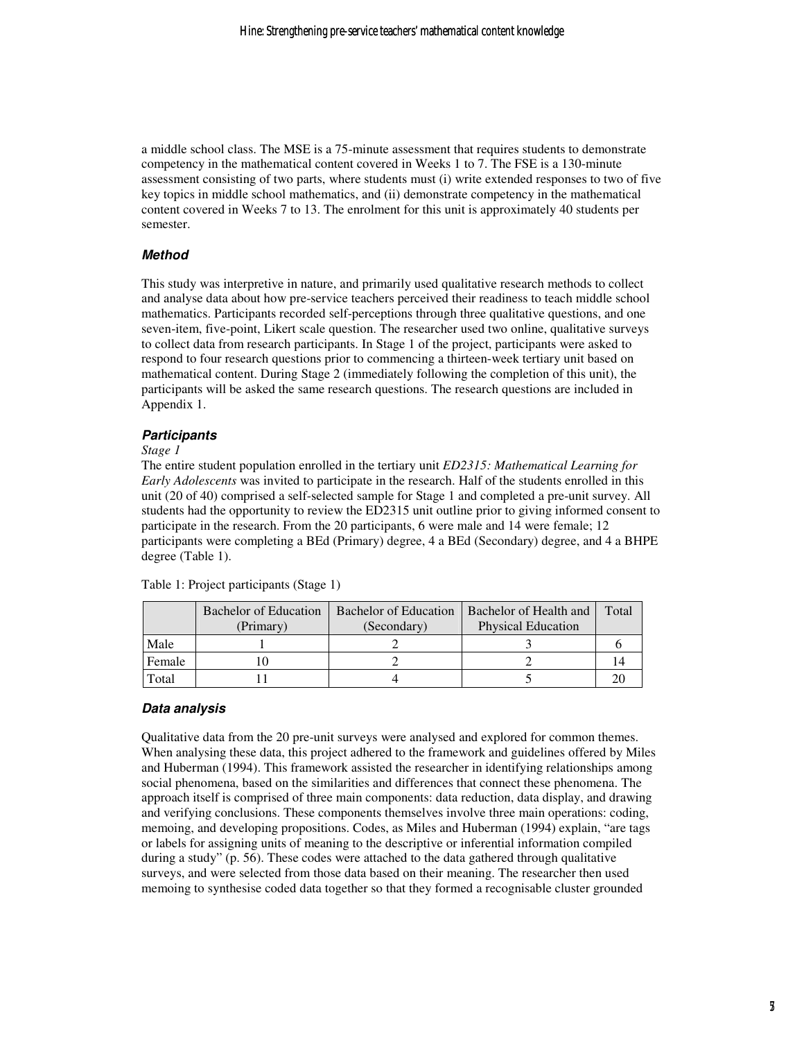a middle school class. The MSE is a 75-minute assessment that requires students to demonstrate competency in the mathematical content covered in Weeks 1 to 7. The FSE is a 130-minute assessment consisting of two parts, where students must (i) write extended responses to two of five key topics in middle school mathematics, and (ii) demonstrate competency in the mathematical content covered in Weeks 7 to 13. The enrolment for this unit is approximately 40 students per semester.

### *Method*

This study was interpretive in nature, and primarily used qualitative research methods to collect and analyse data about how pre-service teachers perceived their readiness to teach middle school mathematics. Participants recorded self-perceptions through three qualitative questions, and one seven-item, five-point, Likert scale question. The researcher used two online, qualitative surveys to collect data from research participants. In Stage 1 of the project, participants were asked to respond to four research questions prior to commencing a thirteen-week tertiary unit based on mathematical content. During Stage 2 (immediately following the completion of this unit), the participants will be asked the same research questions. The research questions are included in Appendix 1.

### *Participants*

*Stage 1*

The entire student population enrolled in the tertiary unit *ED2315: Mathematical Learning for Early Adolescents* was invited to participate in the research. Half of the students enrolled in this unit (20 of 40) comprised a self-selected sample for Stage 1 and completed a pre-unit survey. All students had the opportunity to review the ED2315 unit outline prior to giving informed consent to participate in the research. From the 20 participants, 6 were male and 14 were female; 12 participants were completing a BEd (Primary) degree, 4 a BEd (Secondary) degree, and 4 a BHPE degree (Table 1).

Table 1: Project participants (Stage 1)

| | Bachelor of Education (Primary) | Bachelor of Education (Secondary) | Bachelor of Health and Physical Education | Total |
|---|---|---|---|---|
| Male | 1 | 2 | 3 | 6 |
| Female | 10 | 2 | 2 | 14 |
| Total | 11 | 4 | 5 | 20 |

### *Data analysis*

Qualitative data from the 20 pre-unit surveys were analysed and explored for common themes. When analysing these data, this project adhered to the framework and guidelines offered by Miles and Huberman (1994). This framework assisted the researcher in identifying relationships among social phenomena, based on the similarities and differences that connect these phenomena. The approach itself is comprised of three main components: data reduction, data display, and drawing and verifying conclusions. These components themselves involve three main operations: coding, memoing, and developing propositions. Codes, as Miles and Huberman (1994) explain, "are tags or labels for assigning units of meaning to the descriptive or inferential information compiled during a study" (p. 56). These codes were attached to the data gathered through qualitative surveys, and were selected from those data based on their meaning. The researcher then used memoing to synthesise coded data together so that they formed a recognisable cluster grounded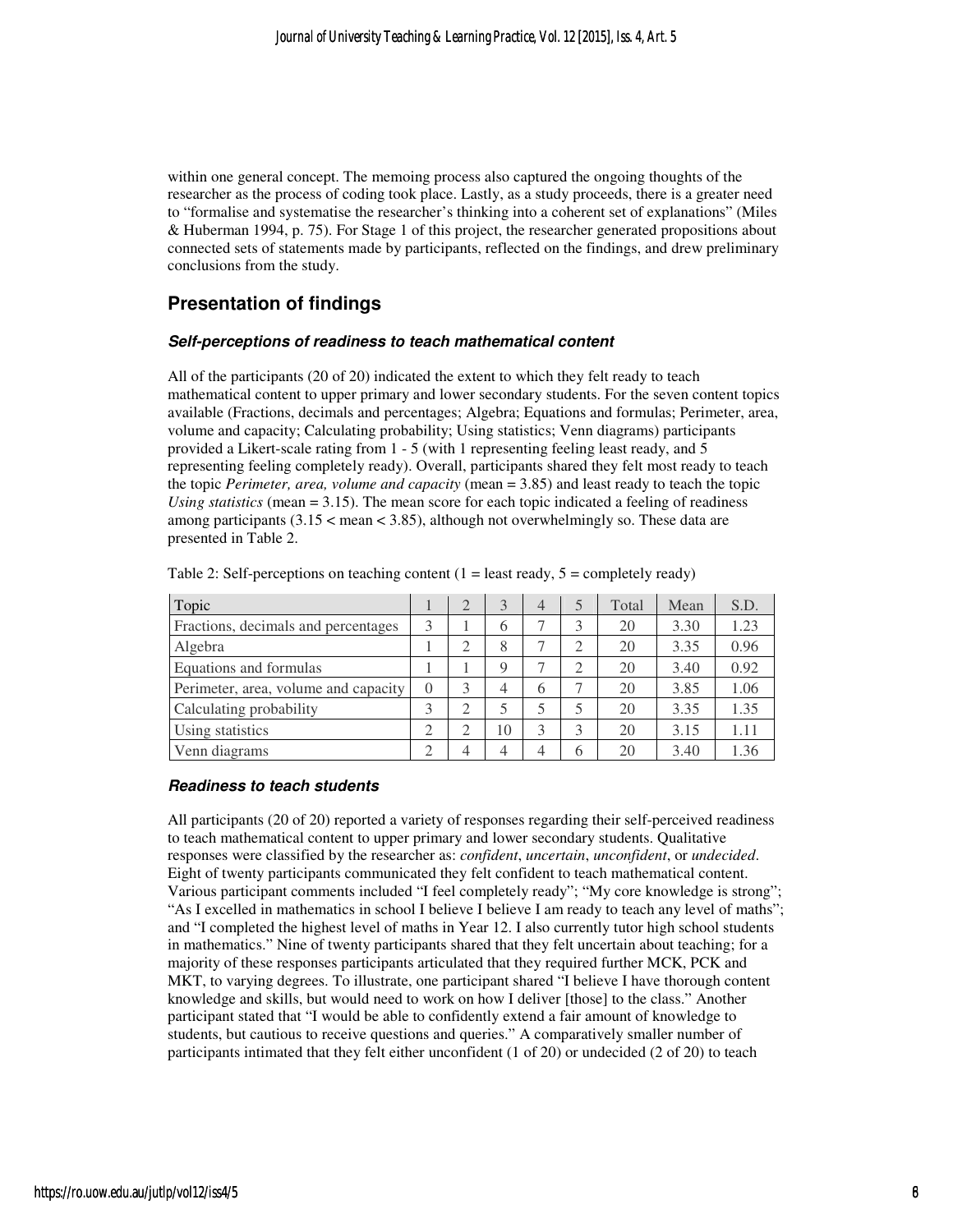within one general concept. The memoing process also captured the ongoing thoughts of the researcher as the process of coding took place. Lastly, as a study proceeds, there is a greater need to "formalise and systematise the researcher's thinking into a coherent set of explanations" (Miles & Huberman 1994, p. 75). For Stage 1 of this project, the researcher generated propositions about connected sets of statements made by participants, reflected on the findings, and drew preliminary conclusions from the study.

## Presentation of findings

### *Self-perceptions of readiness to teach mathematical content*

All of the participants (20 of 20) indicated the extent to which they felt ready to teach mathematical content to upper primary and lower secondary students. For the seven content topics available (Fractions, decimals and percentages; Algebra; Equations and formulas; Perimeter, area, volume and capacity; Calculating probability; Using statistics; Venn diagrams) participants provided a Likert-scale rating from 1 - 5 (with 1 representing feeling least ready, and 5 representing feeling completely ready). Overall, participants shared they felt most ready to teach the topic *Perimeter, area, volume and capacity* (mean = 3.85) and least ready to teach the topic *Using statistics* (mean = 3.15). The mean score for each topic indicated a feeling of readiness among participants (3.15 < mean < 3.85), although not overwhelmingly so. These data are presented in Table 2.

Table 2: Self-perceptions on teaching content (1 = least ready, 5 = completely ready)

| Topic | 1 | 2 | 3 | 4 | 5 | Total | Mean | S.D. |
|---|---|---|---|---|---|---|---|---|
| Fractions, decimals and percentages | 3 | 1 | 6 | 7 | 3 | 20 | 3.30 | 1.23 |
| Algebra | 1 | 2 | 8 | 7 | 2 | 20 | 3.35 | 0.96 |
| Equations and formulas | 1 | 1 | 9 | 7 | 2 | 20 | 3.40 | 0.92 |
| Perimeter, area, volume and capacity | 0 | 3 | 4 | 6 | 7 | 20 | 3.85 | 1.06 |
| Calculating probability | 3 | 2 | 5 | 5 | 5 | 20 | 3.35 | 1.35 |
| Using statistics | 2 | 2 | 10 | 3 | 3 | 20 | 3.15 | 1.11 |
| Venn diagrams | 2 | 4 | 4 | 4 | 6 | 20 | 3.40 | 1.36 |

### *Readiness to teach students*

All participants (20 of 20) reported a variety of responses regarding their self-perceived readiness to teach mathematical content to upper primary and lower secondary students. Qualitative responses were classified by the researcher as: *confident*, *uncertain*, *unconfident*, or *undecided*. Eight of twenty participants communicated they felt confident to teach mathematical content. Various participant comments included "I feel completely ready"; "My core knowledge is strong"; "As I excelled in mathematics in school I believe I believe I am ready to teach any level of maths"; and "I completed the highest level of maths in Year 12. I also currently tutor high school students in mathematics." Nine of twenty participants shared that they felt uncertain about teaching; for a majority of these responses participants articulated that they required further MCK, PCK and MKT, to varying degrees. To illustrate, one participant shared "I believe I have thorough content knowledge and skills, but would need to work on how I deliver [those] to the class." Another participant stated that "I would be able to confidently extend a fair amount of knowledge to students, but cautious to receive questions and queries." A comparatively smaller number of participants intimated that they felt either unconfident (1 of 20) or undecided (2 of 20) to teach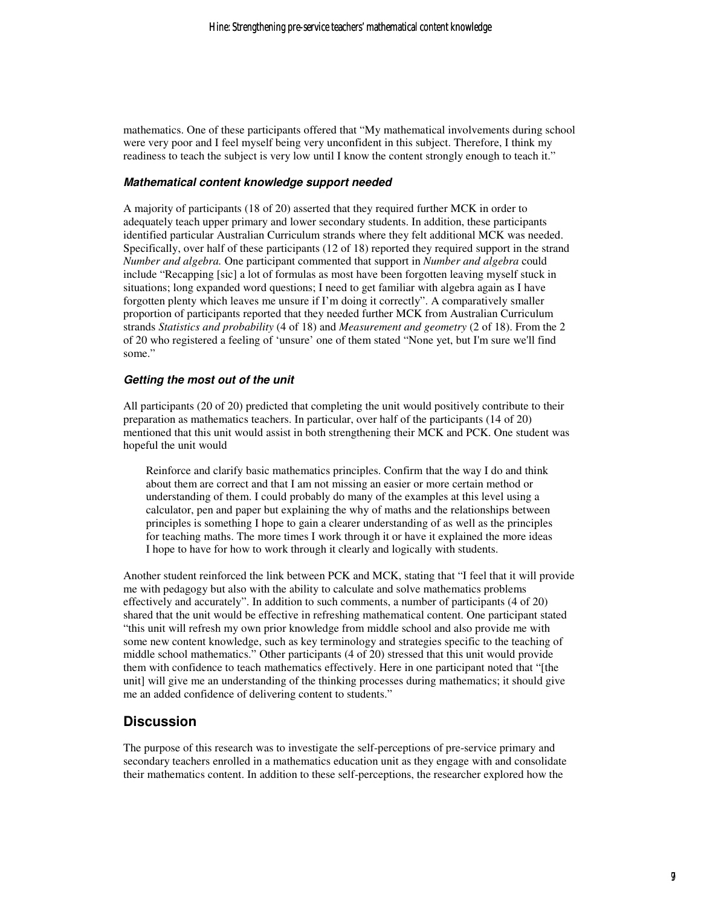mathematics. One of these participants offered that "My mathematical involvements during school were very poor and I feel myself being very unconfident in this subject. Therefore, I think my readiness to teach the subject is very low until I know the content strongly enough to teach it."

### *Mathematical content knowledge support needed*

A majority of participants (18 of 20) asserted that they required further MCK in order to adequately teach upper primary and lower secondary students. In addition, these participants identified particular Australian Curriculum strands where they felt additional MCK was needed. Specifically, over half of these participants (12 of 18) reported they required support in the strand *Number and algebra.* One participant commented that support in *Number and algebra* could include "Recapping [sic] a lot of formulas as most have been forgotten leaving myself stuck in situations; long expanded word questions; I need to get familiar with algebra again as I have forgotten plenty which leaves me unsure if I'm doing it correctly". A comparatively smaller proportion of participants reported that they needed further MCK from Australian Curriculum strands *Statistics and probability* (4 of 18) and *Measurement and geometry* (2 of 18). From the 2 of 20 who registered a feeling of 'unsure' one of them stated "None yet, but I'm sure we'll find some."

### *Getting the most out of the unit*

All participants (20 of 20) predicted that completing the unit would positively contribute to their preparation as mathematics teachers. In particular, over half of the participants (14 of 20) mentioned that this unit would assist in both strengthening their MCK and PCK. One student was hopeful the unit would

> Reinforce and clarify basic mathematics principles. Confirm that the way I do and think about them are correct and that I am not missing an easier or more certain method or understanding of them. I could probably do many of the examples at this level using a calculator, pen and paper but explaining the why of maths and the relationships between principles is something I hope to gain a clearer understanding of as well as the principles for teaching maths. The more times I work through it or have it explained the more ideas I hope to have for how to work through it clearly and logically with students.

Another student reinforced the link between PCK and MCK, stating that "I feel that it will provide me with pedagogy but also with the ability to calculate and solve mathematics problems effectively and accurately". In addition to such comments, a number of participants (4 of 20) shared that the unit would be effective in refreshing mathematical content. One participant stated "this unit will refresh my own prior knowledge from middle school and also provide me with some new content knowledge, such as key terminology and strategies specific to the teaching of middle school mathematics." Other participants (4 of 20) stressed that this unit would provide them with confidence to teach mathematics effectively. Here in one participant noted that "[the unit] will give me an understanding of the thinking processes during mathematics; it should give me an added confidence of delivering content to students."

## Discussion

The purpose of this research was to investigate the self-perceptions of pre-service primary and secondary teachers enrolled in a mathematics education unit as they engage with and consolidate their mathematics content. In addition to these self-perceptions, the researcher explored how the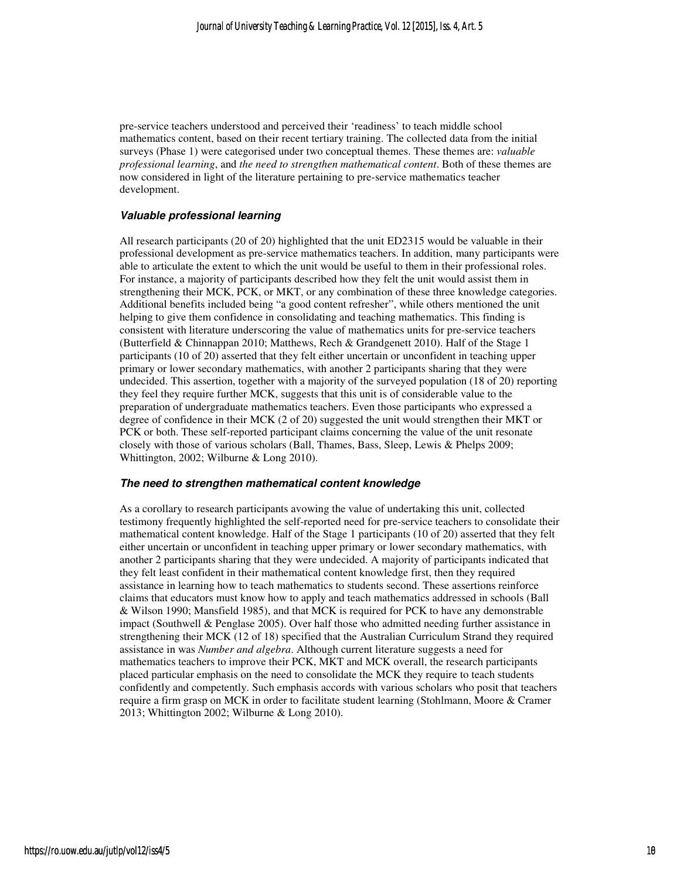pre-service teachers understood and perceived their 'readiness' to teach middle school mathematics content, based on their recent tertiary training. The collected data from the initial surveys (Phase 1) were categorised under two conceptual themes. These themes are: *valuable professional learning*, and *the need to strengthen mathematical content*. Both of these themes are now considered in light of the literature pertaining to pre-service mathematics teacher development.

### *Valuable professional learning*

All research participants (20 of 20) highlighted that the unit ED2315 would be valuable in their professional development as pre-service mathematics teachers. In addition, many participants were able to articulate the extent to which the unit would be useful to them in their professional roles. For instance, a majority of participants described how they felt the unit would assist them in strengthening their MCK, PCK, or MKT, or any combination of these three knowledge categories. Additional benefits included being "a good content refresher", while others mentioned the unit helping to give them confidence in consolidating and teaching mathematics. This finding is consistent with literature underscoring the value of mathematics units for pre-service teachers (Butterfield & Chinnappan 2010; Matthews, Rech & Grandgenett 2010). Half of the Stage 1 participants (10 of 20) asserted that they felt either uncertain or unconfident in teaching upper primary or lower secondary mathematics, with another 2 participants sharing that they were undecided. This assertion, together with a majority of the surveyed population (18 of 20) reporting they feel they require further MCK, suggests that this unit is of considerable value to the preparation of undergraduate mathematics teachers. Even those participants who expressed a degree of confidence in their MCK (2 of 20) suggested the unit would strengthen their MKT or PCK or both. These self-reported participant claims concerning the value of the unit resonate closely with those of various scholars (Ball, Thames, Bass, Sleep, Lewis & Phelps 2009; Whittington, 2002; Wilburne & Long 2010).

### *The need to strengthen mathematical content knowledge*

As a corollary to research participants avowing the value of undertaking this unit, collected testimony frequently highlighted the self-reported need for pre-service teachers to consolidate their mathematical content knowledge. Half of the Stage 1 participants (10 of 20) asserted that they felt either uncertain or unconfident in teaching upper primary or lower secondary mathematics, with another 2 participants sharing that they were undecided. A majority of participants indicated that they felt least confident in their mathematical content knowledge first, then they required assistance in learning how to teach mathematics to students second. These assertions reinforce claims that educators must know how to apply and teach mathematics addressed in schools (Ball & Wilson 1990; Mansfield 1985), and that MCK is required for PCK to have any demonstrable impact (Southwell & Penglase 2005). Over half those who admitted needing further assistance in strengthening their MCK (12 of 18) specified that the Australian Curriculum Strand they required assistance in was *Number and algebra*. Although current literature suggests a need for mathematics teachers to improve their PCK, MKT and MCK overall, the research participants placed particular emphasis on the need to consolidate the MCK they require to teach students confidently and competently. Such emphasis accords with various scholars who posit that teachers require a firm grasp on MCK in order to facilitate student learning (Stohlmann, Moore & Cramer 2013; Whittington 2002; Wilburne & Long 2010).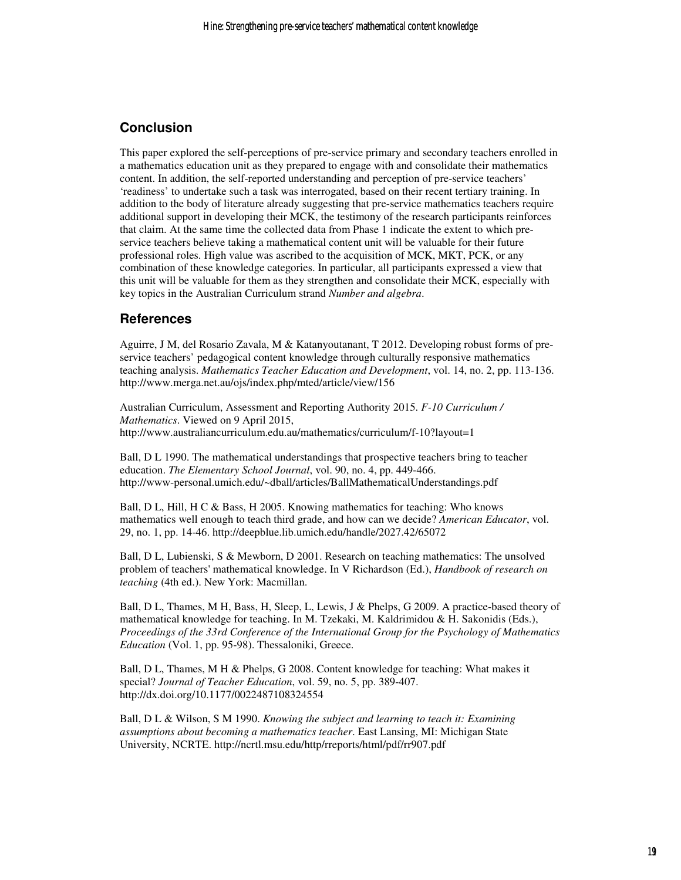## Conclusion

This paper explored the self-perceptions of pre-service primary and secondary teachers enrolled in a mathematics education unit as they prepared to engage with and consolidate their mathematics content. In addition, the self-reported understanding and perception of pre-service teachers' 'readiness' to undertake such a task was interrogated, based on their recent tertiary training. In addition to the body of literature already suggesting that pre-service mathematics teachers require additional support in developing their MCK, the testimony of the research participants reinforces that claim. At the same time the collected data from Phase 1 indicate the extent to which pre-service teachers believe taking a mathematical content unit will be valuable for their future professional roles. High value was ascribed to the acquisition of MCK, MKT, PCK, or any combination of these knowledge categories. In particular, all participants expressed a view that this unit will be valuable for them as they strengthen and consolidate their MCK, especially with key topics in the Australian Curriculum strand *Number and algebra*.

## References

Aguirre, J M, del Rosario Zavala, M & Katanyoutanant, T 2012. Developing robust forms of pre-service teachers' pedagogical content knowledge through culturally responsive mathematics teaching analysis. *Mathematics Teacher Education and Development*, vol. 14, no. 2, pp. 113-136. http://www.merga.net.au/ojs/index.php/mted/article/view/156

Australian Curriculum, Assessment and Reporting Authority 2015. *F-10 Curriculum / Mathematics*. Viewed on 9 April 2015, http://www.australiancurriculum.edu.au/mathematics/curriculum/f-10?layout=1

Ball, D L 1990. The mathematical understandings that prospective teachers bring to teacher education. *The Elementary School Journal*, vol. 90, no. 4, pp. 449-466. http://www-personal.umich.edu/~dball/articles/BallMathematicalUnderstandings.pdf

Ball, D L, Hill, H C & Bass, H 2005. Knowing mathematics for teaching: Who knows mathematics well enough to teach third grade, and how can we decide? *American Educator*, vol. 29, no. 1, pp. 14-46. http://deepblue.lib.umich.edu/handle/2027.42/65072

Ball, D L, Lubienski, S & Mewborn, D 2001. Research on teaching mathematics: The unsolved problem of teachers' mathematical knowledge. In V Richardson (Ed.), *Handbook of research on teaching* (4th ed.). New York: Macmillan.

Ball, D L, Thames, M H, Bass, H, Sleep, L, Lewis, J & Phelps, G 2009. A practice-based theory of mathematical knowledge for teaching. In M. Tzekaki, M. Kaldrimidou & H. Sakonidis (Eds.), *Proceedings of the 33rd Conference of the International Group for the Psychology of Mathematics Education* (Vol. 1, pp. 95-98). Thessaloniki, Greece.

Ball, D L, Thames, M H & Phelps, G 2008. Content knowledge for teaching: What makes it special? *Journal of Teacher Education*, vol. 59, no. 5, pp. 389-407. http://dx.doi.org/10.1177/0022487108324554

Ball, D L & Wilson, S M 1990. *Knowing the subject and learning to teach it: Examining assumptions about becoming a mathematics teacher*. East Lansing, MI: Michigan State University, NCRTE. http://ncrtl.msu.edu/http/rreports/html/pdf/rr907.pdf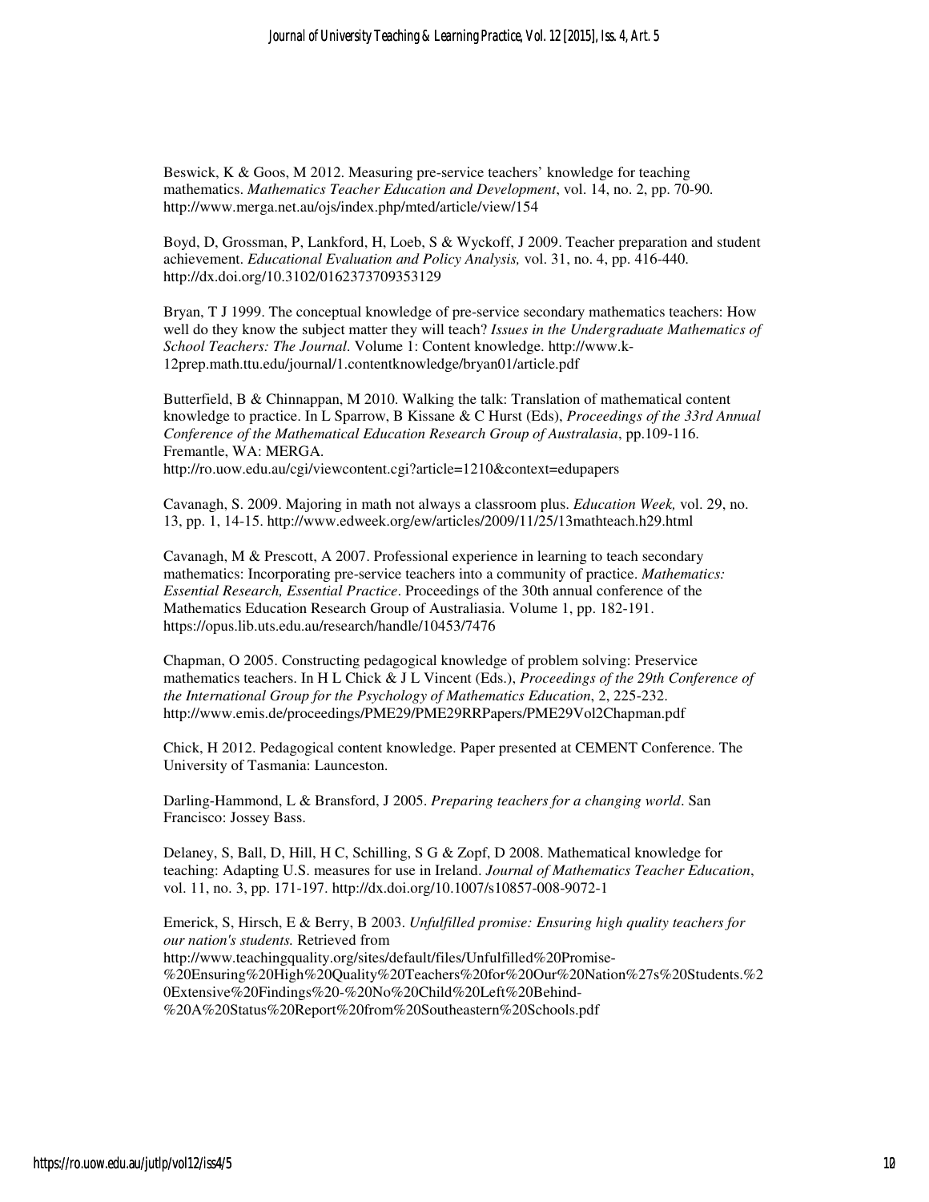Beswick, K & Goos, M 2012. Measuring pre-service teachers' knowledge for teaching mathematics. *Mathematics Teacher Education and Development*, vol. 14, no. 2, pp. 70-90. http://www.merga.net.au/ojs/index.php/mted/article/view/154

Boyd, D, Grossman, P, Lankford, H, Loeb, S & Wyckoff, J 2009. Teacher preparation and student achievement. *Educational Evaluation and Policy Analysis,* vol. 31, no. 4, pp. 416-440. http://dx.doi.org/10.3102/0162373709353129

Bryan, T J 1999. The conceptual knowledge of pre-service secondary mathematics teachers: How well do they know the subject matter they will teach? *Issues in the Undergraduate Mathematics of School Teachers: The Journal*. Volume 1: Content knowledge. http://www.k-12prep.math.ttu.edu/journal/1.contentknowledge/bryan01/article.pdf

Butterfield, B & Chinnappan, M 2010. Walking the talk: Translation of mathematical content knowledge to practice. In L Sparrow, B Kissane & C Hurst (Eds), *Proceedings of the 33rd Annual Conference of the Mathematical Education Research Group of Australasia*, pp.109-116. Fremantle, WA: MERGA. http://ro.uow.edu.au/cgi/viewcontent.cgi?article=1210&context=edupapers

Cavanagh, S. 2009. Majoring in math not always a classroom plus. *Education Week,* vol. 29, no. 13, pp. 1, 14-15. http://www.edweek.org/ew/articles/2009/11/25/13mathteach.h29.html

Cavanagh, M & Prescott, A 2007. Professional experience in learning to teach secondary mathematics: Incorporating pre-service teachers into a community of practice. *Mathematics: Essential Research, Essential Practice*. Proceedings of the 30th annual conference of the Mathematics Education Research Group of Australiasia. Volume 1, pp. 182-191. https://opus.lib.uts.edu.au/research/handle/10453/7476

Chapman, O 2005. Constructing pedagogical knowledge of problem solving: Preservice mathematics teachers. In H L Chick & J L Vincent (Eds.), *Proceedings of the 29th Conference of the International Group for the Psychology of Mathematics Education*, 2, 225-232. http://www.emis.de/proceedings/PME29/PME29RRPapers/PME29Vol2Chapman.pdf

Chick, H 2012. Pedagogical content knowledge. Paper presented at CEMENT Conference. The University of Tasmania: Launceston.

Darling-Hammond, L & Bransford, J 2005. *Preparing teachers for a changing world*. San Francisco: Jossey Bass.

Delaney, S, Ball, D, Hill, H C, Schilling, S G & Zopf, D 2008. Mathematical knowledge for teaching: Adapting U.S. measures for use in Ireland. *Journal of Mathematics Teacher Education*, vol. 11, no. 3, pp. 171-197. http://dx.doi.org/10.1007/s10857-008-9072-1

Emerick, S, Hirsch, E & Berry, B 2003. *Unfulfilled promise: Ensuring high quality teachers for our nation's students.* Retrieved from http://www.teachingquality.org/sites/default/files/Unfulfilled%20Promise-%20Ensuring%20High%20Quality%20Teachers%20for%20Our%20Nation%27s%20Students.%20Extensive%20Findings%20-%20No%20Child%20Left%20Behind-%20A%20Status%20Report%20from%20Southeastern%20Schools.pdf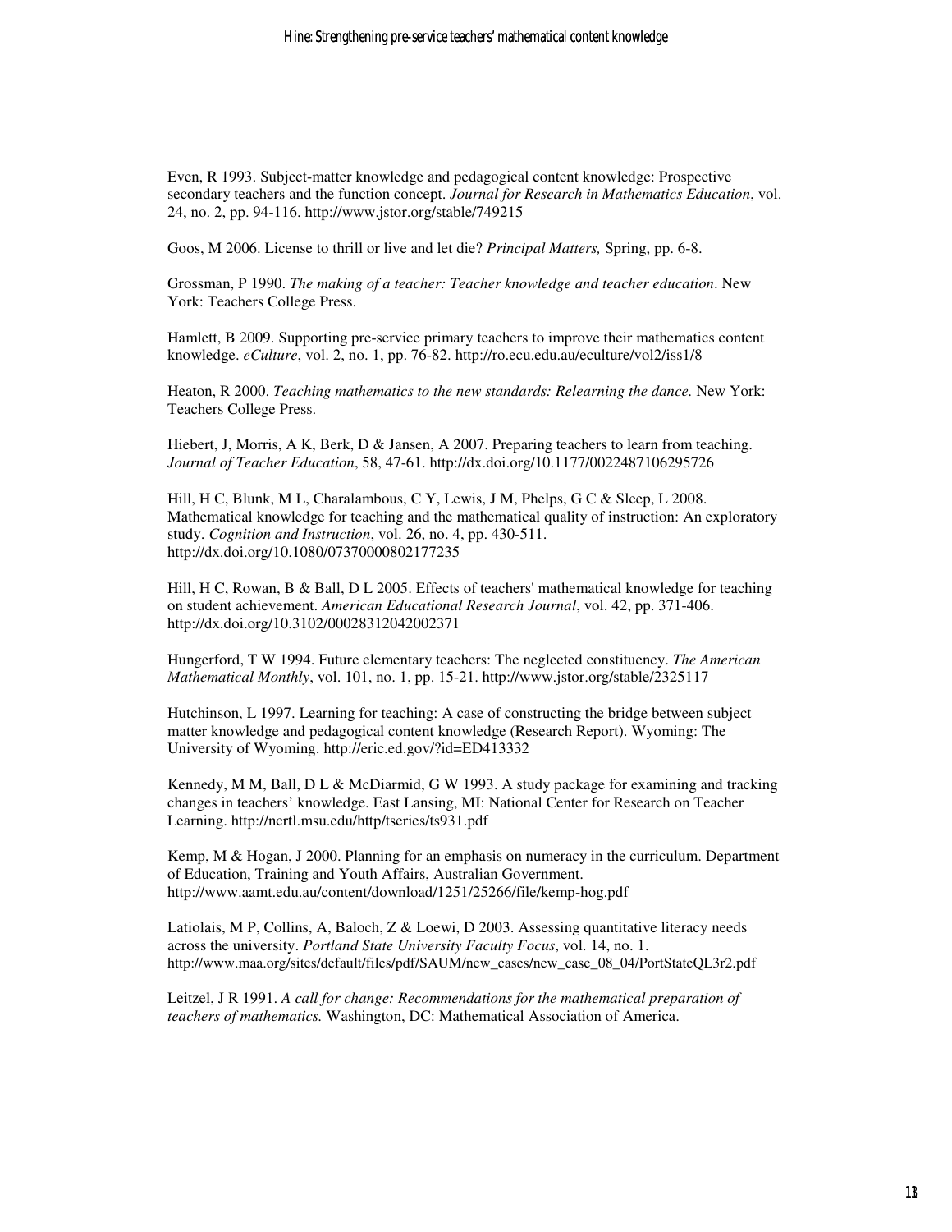Even, R 1993. Subject-matter knowledge and pedagogical content knowledge: Prospective secondary teachers and the function concept. *Journal for Research in Mathematics Education*, vol. 24, no. 2, pp. 94-116. http://www.jstor.org/stable/749215

Goos, M 2006. License to thrill or live and let die? *Principal Matters,* Spring, pp. 6-8.

Grossman, P 1990. *The making of a teacher: Teacher knowledge and teacher education*. New York: Teachers College Press.

Hamlett, B 2009. Supporting pre-service primary teachers to improve their mathematics content knowledge. *eCulture*, vol. 2, no. 1, pp. 76-82. http://ro.ecu.edu.au/eculture/vol2/iss1/8

Heaton, R 2000. *Teaching mathematics to the new standards: Relearning the dance.* New York: Teachers College Press.

Hiebert, J, Morris, A K, Berk, D & Jansen, A 2007. Preparing teachers to learn from teaching. *Journal of Teacher Education*, 58, 47-61. http://dx.doi.org/10.1177/0022487106295726

Hill, H C, Blunk, M L, Charalambous, C Y, Lewis, J M, Phelps, G C & Sleep, L 2008. Mathematical knowledge for teaching and the mathematical quality of instruction: An exploratory study. *Cognition and Instruction*, vol. 26, no. 4, pp. 430-511. http://dx.doi.org/10.1080/07370000802177235

Hill, H C, Rowan, B & Ball, D L 2005. Effects of teachers' mathematical knowledge for teaching on student achievement. *American Educational Research Journal*, vol. 42, pp. 371-406. http://dx.doi.org/10.3102/00028312042002371

Hungerford, T W 1994. Future elementary teachers: The neglected constituency. *The American Mathematical Monthly*, vol. 101, no. 1, pp. 15-21. http://www.jstor.org/stable/2325117

Hutchinson, L 1997. Learning for teaching: A case of constructing the bridge between subject matter knowledge and pedagogical content knowledge (Research Report). Wyoming: The University of Wyoming. http://eric.ed.gov/?id=ED413332

Kennedy, M M, Ball, D L & McDiarmid, G W 1993. A study package for examining and tracking changes in teachers' knowledge. East Lansing, MI: National Center for Research on Teacher Learning. http://ncrtl.msu.edu/http/tseries/ts931.pdf

Kemp, M & Hogan, J 2000. Planning for an emphasis on numeracy in the curriculum. Department of Education, Training and Youth Affairs, Australian Government. http://www.aamt.edu.au/content/download/1251/25266/file/kemp-hog.pdf

Latiolais, M P, Collins, A, Baloch, Z & Loewi, D 2003. Assessing quantitative literacy needs across the university. *Portland State University Faculty Focus*, vol. 14, no. 1. http://www.maa.org/sites/default/files/pdf/SAUM/new_cases/new_case_08_04/PortStateQL3r2.pdf

Leitzel, J R 1991. *A call for change: Recommendations for the mathematical preparation of teachers of mathematics.* Washington, DC: Mathematical Association of America.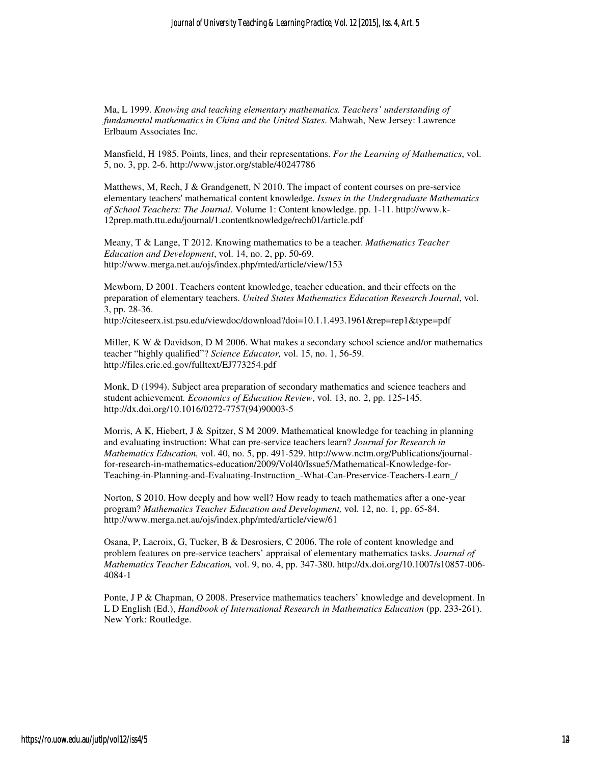Ma, L 1999. *Knowing and teaching elementary mathematics. Teachers' understanding of fundamental mathematics in China and the United States*. Mahwah, New Jersey: Lawrence Erlbaum Associates Inc.

Mansfield, H 1985. Points, lines, and their representations. *For the Learning of Mathematics*, vol. 5, no. 3, pp. 2-6. http://www.jstor.org/stable/40247786

Matthews, M, Rech, J & Grandgenett, N 2010. The impact of content courses on pre-service elementary teachers' mathematical content knowledge. *Issues in the Undergraduate Mathematics of School Teachers: The Journal*. Volume 1: Content knowledge. pp. 1-11. http://www.k-12prep.math.ttu.edu/journal/1.contentknowledge/rech01/article.pdf

Meany, T & Lange, T 2012. Knowing mathematics to be a teacher. *Mathematics Teacher Education and Development*, vol. 14, no. 2, pp. 50-69. http://www.merga.net.au/ojs/index.php/mted/article/view/153

Mewborn, D 2001. Teachers content knowledge, teacher education, and their effects on the preparation of elementary teachers. *United States Mathematics Education Research Journal*, vol. 3, pp. 28-36. http://citeseerx.ist.psu.edu/viewdoc/download?doi=10.1.1.493.1961&rep=rep1&type=pdf

Miller, K W & Davidson, D M 2006. What makes a secondary school science and/or mathematics teacher "highly qualified"? *Science Educator,* vol. 15, no. 1, 56-59. http://files.eric.ed.gov/fulltext/EJ773254.pdf

Monk, D (1994). Subject area preparation of secondary mathematics and science teachers and student achievement*. Economics of Education Review*, vol. 13, no. 2, pp. 125-145. http://dx.doi.org/10.1016/0272-7757(94)90003-5

Morris, A K, Hiebert, J & Spitzer, S M 2009. Mathematical knowledge for teaching in planning and evaluating instruction: What can pre-service teachers learn? *Journal for Research in Mathematics Education,* vol. 40, no. 5, pp. 491-529. http://www.nctm.org/Publications/journal-for-research-in-mathematics-education/2009/Vol40/Issue5/Mathematical-Knowledge-for-Teaching-in-Planning-and-Evaluating-Instruction_-What-Can-Preservice-Teachers-Learn_/

Norton, S 2010. How deeply and how well? How ready to teach mathematics after a one-year program? *Mathematics Teacher Education and Development,* vol. 12, no. 1, pp. 65-84. http://www.merga.net.au/ojs/index.php/mted/article/view/61

Osana, P, Lacroix, G, Tucker, B & Desrosiers, C 2006. The role of content knowledge and problem features on pre-service teachers' appraisal of elementary mathematics tasks. *Journal of Mathematics Teacher Education,* vol. 9, no. 4, pp. 347-380. http://dx.doi.org/10.1007/s10857-006-4084-1

Ponte, J P & Chapman, O 2008. Preservice mathematics teachers' knowledge and development. In L D English (Ed.), *Handbook of International Research in Mathematics Education* (pp. 233-261). New York: Routledge.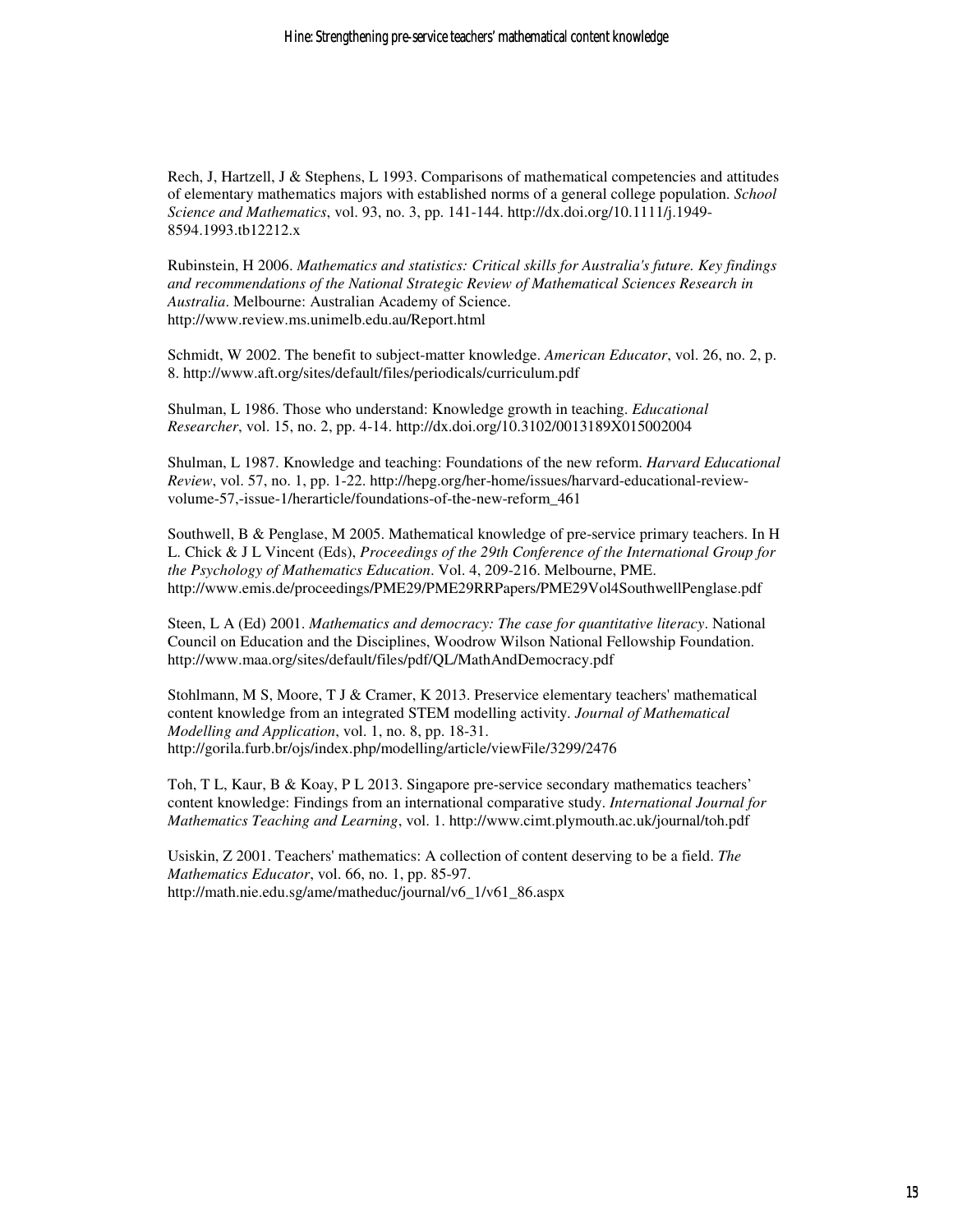Rech, J, Hartzell, J & Stephens, L 1993. Comparisons of mathematical competencies and attitudes of elementary mathematics majors with established norms of a general college population. *School Science and Mathematics*, vol. 93, no. 3, pp. 141-144. http://dx.doi.org/10.1111/j.1949-8594.1993.tb12212.x

Rubinstein, H 2006. *Mathematics and statistics: Critical skills for Australia's future. Key findings and recommendations of the National Strategic Review of Mathematical Sciences Research in Australia*. Melbourne: Australian Academy of Science. http://www.review.ms.unimelb.edu.au/Report.html

Schmidt, W 2002. The benefit to subject-matter knowledge. *American Educator*, vol. 26, no. 2, p. 8. http://www.aft.org/sites/default/files/periodicals/curriculum.pdf

Shulman, L 1986. Those who understand: Knowledge growth in teaching. *Educational Researcher*, vol. 15, no. 2, pp. 4-14. http://dx.doi.org/10.3102/0013189X015002004

Shulman, L 1987. Knowledge and teaching: Foundations of the new reform. *Harvard Educational Review*, vol. 57, no. 1, pp. 1-22. http://hepg.org/her-home/issues/harvard-educational-review-volume-57,-issue-1/herarticle/foundations-of-the-new-reform_461

Southwell, B & Penglase, M 2005. Mathematical knowledge of pre-service primary teachers. In H L. Chick & J L Vincent (Eds), *Proceedings of the 29th Conference of the International Group for the Psychology of Mathematics Education*. Vol. 4, 209-216. Melbourne, PME. http://www.emis.de/proceedings/PME29/PME29RRPapers/PME29Vol4SouthwellPenglase.pdf

Steen, L A (Ed) 2001. *Mathematics and democracy: The case for quantitative literacy*. National Council on Education and the Disciplines, Woodrow Wilson National Fellowship Foundation. http://www.maa.org/sites/default/files/pdf/QL/MathAndDemocracy.pdf

Stohlmann, M S, Moore, T J & Cramer, K 2013. Preservice elementary teachers' mathematical content knowledge from an integrated STEM modelling activity. *Journal of Mathematical Modelling and Application*, vol. 1, no. 8, pp. 18-31. http://gorila.furb.br/ojs/index.php/modelling/article/viewFile/3299/2476

Toh, T L, Kaur, B & Koay, P L 2013. Singapore pre-service secondary mathematics teachers' content knowledge: Findings from an international comparative study. *International Journal for Mathematics Teaching and Learning*, vol. 1. http://www.cimt.plymouth.ac.uk/journal/toh.pdf

Usiskin, Z 2001. Teachers' mathematics: A collection of content deserving to be a field. *The Mathematics Educator*, vol. 66, no. 1, pp. 85-97. http://math.nie.edu.sg/ame/matheduc/journal/v6_1/v61_86.aspx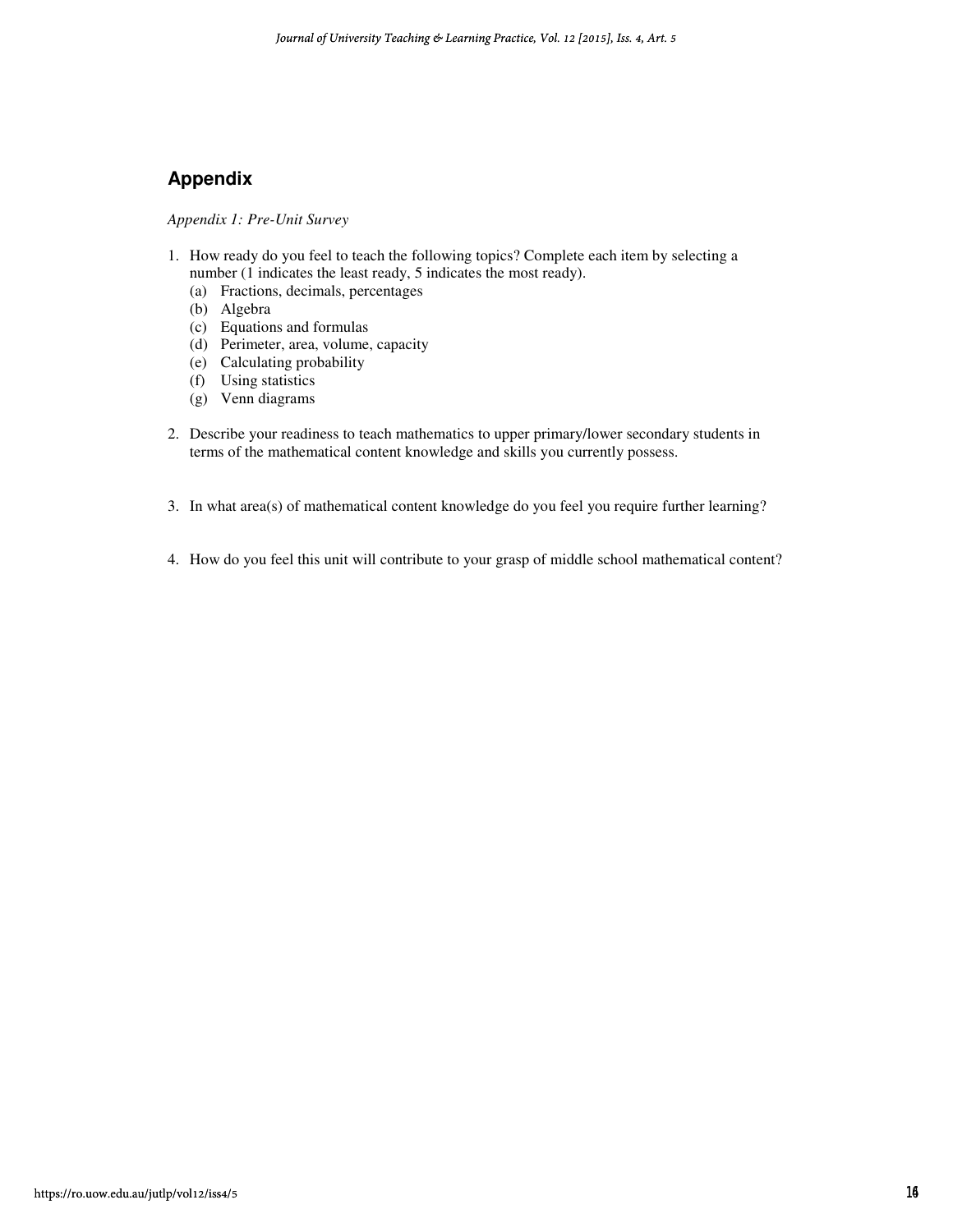## Appendix

*Appendix 1: Pre-Unit Survey*

1. How ready do you feel to teach the following topics? Complete each item by selecting a number (1 indicates the least ready, 5 indicates the most ready).
   (a) Fractions, decimals, percentages
   (b) Algebra
   (c) Equations and formulas
   (d) Perimeter, area, volume, capacity
   (e) Calculating probability
   (f) Using statistics
   (g) Venn diagrams

2. Describe your readiness to teach mathematics to upper primary/lower secondary students in terms of the mathematical content knowledge and skills you currently possess.

3. In what area(s) of mathematical content knowledge do you feel you require further learning?

4. How do you feel this unit will contribute to your grasp of middle school mathematical content?